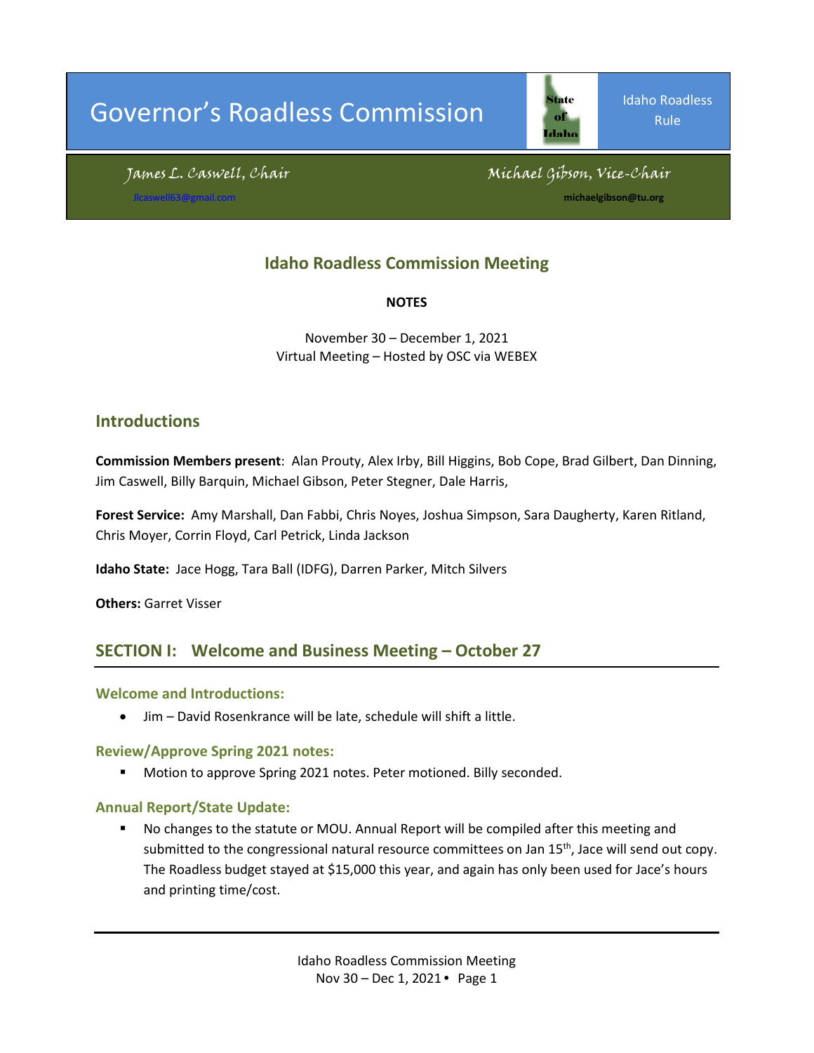# Governor's Roadless Commission

Idaho Roadless Rule

*James L. Caswell, Chair* — Jlcaswell63@gmail.com

*Michael Gibson, Vice-Chair* — michaelgibson@tu.org

## Idaho Roadless Commission Meeting

**NOTES**

November 30 – December 1, 2021
Virtual Meeting – Hosted by OSC via WEBEX

## Introductions

**Commission Members present**: Alan Prouty, Alex Irby, Bill Higgins, Bob Cope, Brad Gilbert, Dan Dinning, Jim Caswell, Billy Barquin, Michael Gibson, Peter Stegner, Dale Harris,

**Forest Service:** Amy Marshall, Dan Fabbi, Chris Noyes, Joshua Simpson, Sara Daugherty, Karen Ritland, Chris Moyer, Corrin Floyd, Carl Petrick, Linda Jackson

**Idaho State:** Jace Hogg, Tara Ball (IDFG), Darren Parker, Mitch Silvers

**Others:** Garret Visser

## SECTION I: Welcome and Business Meeting – October 27

### Welcome and Introductions:

- Jim – David Rosenkrance will be late, schedule will shift a little.

### Review/Approve Spring 2021 notes:

- Motion to approve Spring 2021 notes. Peter motioned. Billy seconded.

### Annual Report/State Update:

- No changes to the statute or MOU. Annual Report will be compiled after this meeting and submitted to the congressional natural resource committees on Jan 15th, Jace will send out copy. The Roadless budget stayed at $15,000 this year, and again has only been used for Jace's hours and printing time/cost.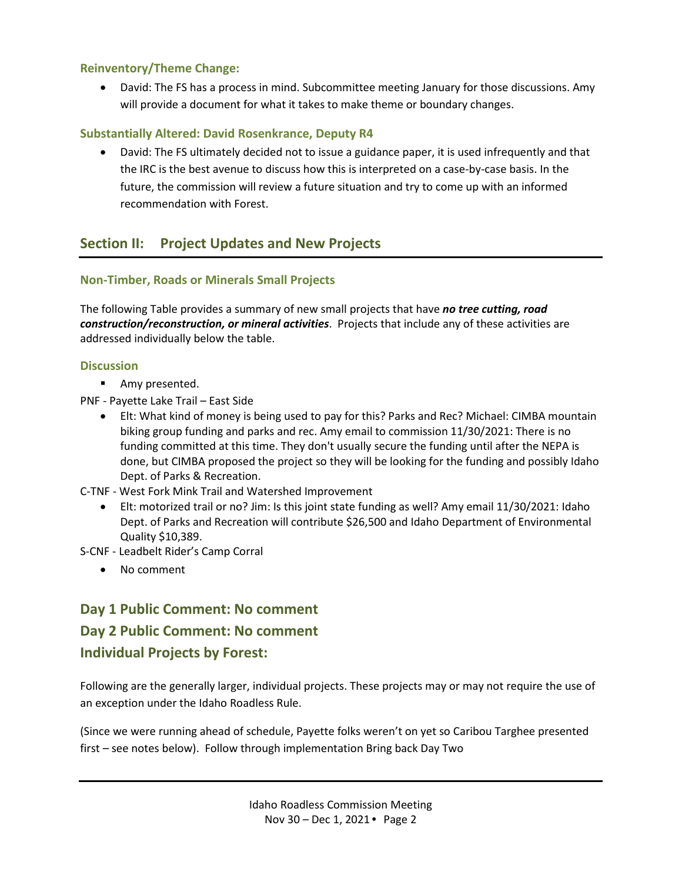### Reinventory/Theme Change:

- David: The FS has a process in mind. Subcommittee meeting January for those discussions. Amy will provide a document for what it takes to make theme or boundary changes.

### Substantially Altered: David Rosenkrance, Deputy R4

- David: The FS ultimately decided not to issue a guidance paper, it is used infrequently and that the IRC is the best avenue to discuss how this is interpreted on a case-by-case basis. In the future, the commission will review a future situation and try to come up with an informed recommendation with Forest.

## Section II: Project Updates and New Projects

### Non-Timber, Roads or Minerals Small Projects

The following Table provides a summary of new small projects that have ***no tree cutting, road construction/reconstruction, or mineral activities***. Projects that include any of these activities are addressed individually below the table.

### Discussion

- Amy presented.

PNF - Payette Lake Trail – East Side

- Elt: What kind of money is being used to pay for this? Parks and Rec? Michael: CIMBA mountain biking group funding and parks and rec. Amy email to commission 11/30/2021: There is no funding committed at this time. They don't usually secure the funding until after the NEPA is done, but CIMBA proposed the project so they will be looking for the funding and possibly Idaho Dept. of Parks & Recreation.

C-TNF - West Fork Mink Trail and Watershed Improvement

- Elt: motorized trail or no? Jim: Is this joint state funding as well? Amy email 11/30/2021: Idaho Dept. of Parks and Recreation will contribute $26,500 and Idaho Department of Environmental Quality $10,389.

S-CNF - Leadbelt Rider's Camp Corral

- No comment

## Day 1 Public Comment: No comment

## Day 2 Public Comment: No comment

## Individual Projects by Forest:

Following are the generally larger, individual projects. These projects may or may not require the use of an exception under the Idaho Roadless Rule.

(Since we were running ahead of schedule, Payette folks weren't on yet so Caribou Targhee presented first – see notes below). Follow through implementation Bring back Day Two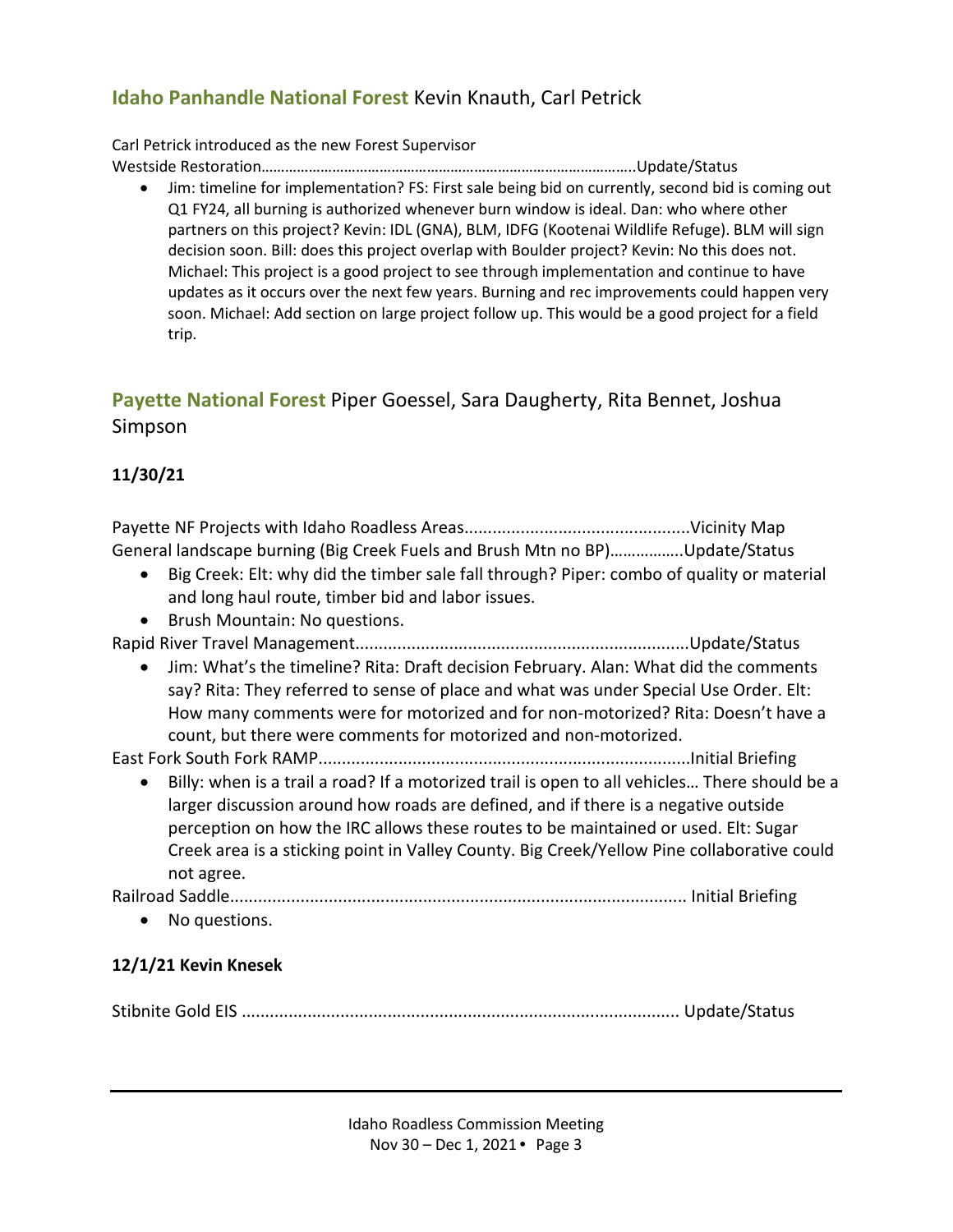## Idaho Panhandle National Forest Kevin Knauth, Carl Petrick

Carl Petrick introduced as the new Forest Supervisor

Westside Restoration…………………………………………………………………………………..Update/Status

- Jim: timeline for implementation? FS: First sale being bid on currently, second bid is coming out Q1 FY24, all burning is authorized whenever burn window is ideal. Dan: who where other partners on this project? Kevin: IDL (GNA), BLM, IDFG (Kootenai Wildlife Refuge). BLM will sign decision soon. Bill: does this project overlap with Boulder project? Kevin: No this does not. Michael: This project is a good project to see through implementation and continue to have updates as it occurs over the next few years. Burning and rec improvements could happen very soon. Michael: Add section on large project follow up. This would be a good project for a field trip.

## Payette National Forest Piper Goessel, Sara Daugherty, Rita Bennet, Joshua Simpson

### 11/30/21

Payette NF Projects with Idaho Roadless Areas................................................Vicinity Map

General landscape burning (Big Creek Fuels and Brush Mtn no BP)……………..Update/Status

- Big Creek: Elt: why did the timber sale fall through? Piper: combo of quality or material and long haul route, timber bid and labor issues.
- Brush Mountain: No questions.

Rapid River Travel Management......................................................................Update/Status

- Jim: What's the timeline? Rita: Draft decision February. Alan: What did the comments say? Rita: They referred to sense of place and what was under Special Use Order. Elt: How many comments were for motorized and for non-motorized? Rita: Doesn't have a count, but there were comments for motorized and non-motorized.

East Fork South Fork RAMP..............................................................................Initial Briefing

- Billy: when is a trail a road? If a motorized trail is open to all vehicles… There should be a larger discussion around how roads are defined, and if there is a negative outside perception on how the IRC allows these routes to be maintained or used. Elt: Sugar Creek area is a sticking point in Valley County. Big Creek/Yellow Pine collaborative could not agree.

Railroad Saddle................................................................................................ Initial Briefing

- No questions.

### 12/1/21 Kevin Knesek

Stibnite Gold EIS ............................................................................................ Update/Status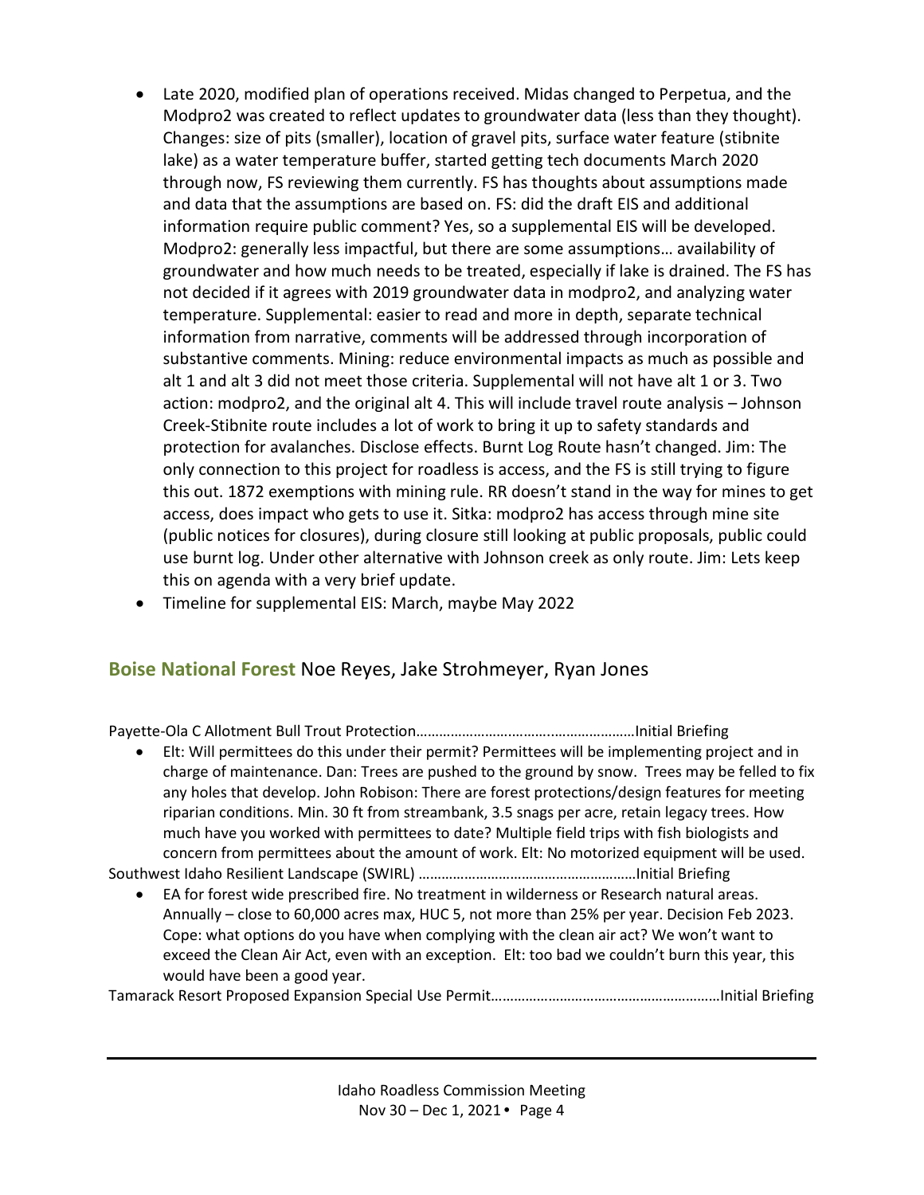- Late 2020, modified plan of operations received. Midas changed to Perpetua, and the Modpro2 was created to reflect updates to groundwater data (less than they thought). Changes: size of pits (smaller), location of gravel pits, surface water feature (stibnite lake) as a water temperature buffer, started getting tech documents March 2020 through now, FS reviewing them currently. FS has thoughts about assumptions made and data that the assumptions are based on. FS: did the draft EIS and additional information require public comment? Yes, so a supplemental EIS will be developed. Modpro2: generally less impactful, but there are some assumptions… availability of groundwater and how much needs to be treated, especially if lake is drained. The FS has not decided if it agrees with 2019 groundwater data in modpro2, and analyzing water temperature. Supplemental: easier to read and more in depth, separate technical information from narrative, comments will be addressed through incorporation of substantive comments. Mining: reduce environmental impacts as much as possible and alt 1 and alt 3 did not meet those criteria. Supplemental will not have alt 1 or 3. Two action: modpro2, and the original alt 4. This will include travel route analysis – Johnson Creek-Stibnite route includes a lot of work to bring it up to safety standards and protection for avalanches. Disclose effects. Burnt Log Route hasn't changed. Jim: The only connection to this project for roadless is access, and the FS is still trying to figure this out. 1872 exemptions with mining rule. RR doesn't stand in the way for mines to get access, does impact who gets to use it. Sitka: modpro2 has access through mine site (public notices for closures), during closure still looking at public proposals, public could use burnt log. Under other alternative with Johnson creek as only route. Jim: Lets keep this on agenda with a very brief update.
- Timeline for supplemental EIS: March, maybe May 2022

## Boise National Forest Noe Reyes, Jake Strohmeyer, Ryan Jones

Payette-Ola C Allotment Bull Trout Protection……………………………………………………Initial Briefing

- Elt: Will permittees do this under their permit? Permittees will be implementing project and in charge of maintenance. Dan: Trees are pushed to the ground by snow. Trees may be felled to fix any holes that develop. John Robison: There are forest protections/design features for meeting riparian conditions. Min. 30 ft from streambank, 3.5 snags per acre, retain legacy trees. How much have you worked with permittees to date? Multiple field trips with fish biologists and concern from permittees about the amount of work. Elt: No motorized equipment will be used.

Southwest Idaho Resilient Landscape (SWIRL) ……………………………………………………Initial Briefing

- EA for forest wide prescribed fire. No treatment in wilderness or Research natural areas. Annually – close to 60,000 acres max, HUC 5, not more than 25% per year. Decision Feb 2023. Cope: what options do you have when complying with the clean air act? We won't want to exceed the Clean Air Act, even with an exception. Elt: too bad we couldn't burn this year, this would have been a good year.

Tamarack Resort Proposed Expansion Special Use Permit……………………………………………………Initial Briefing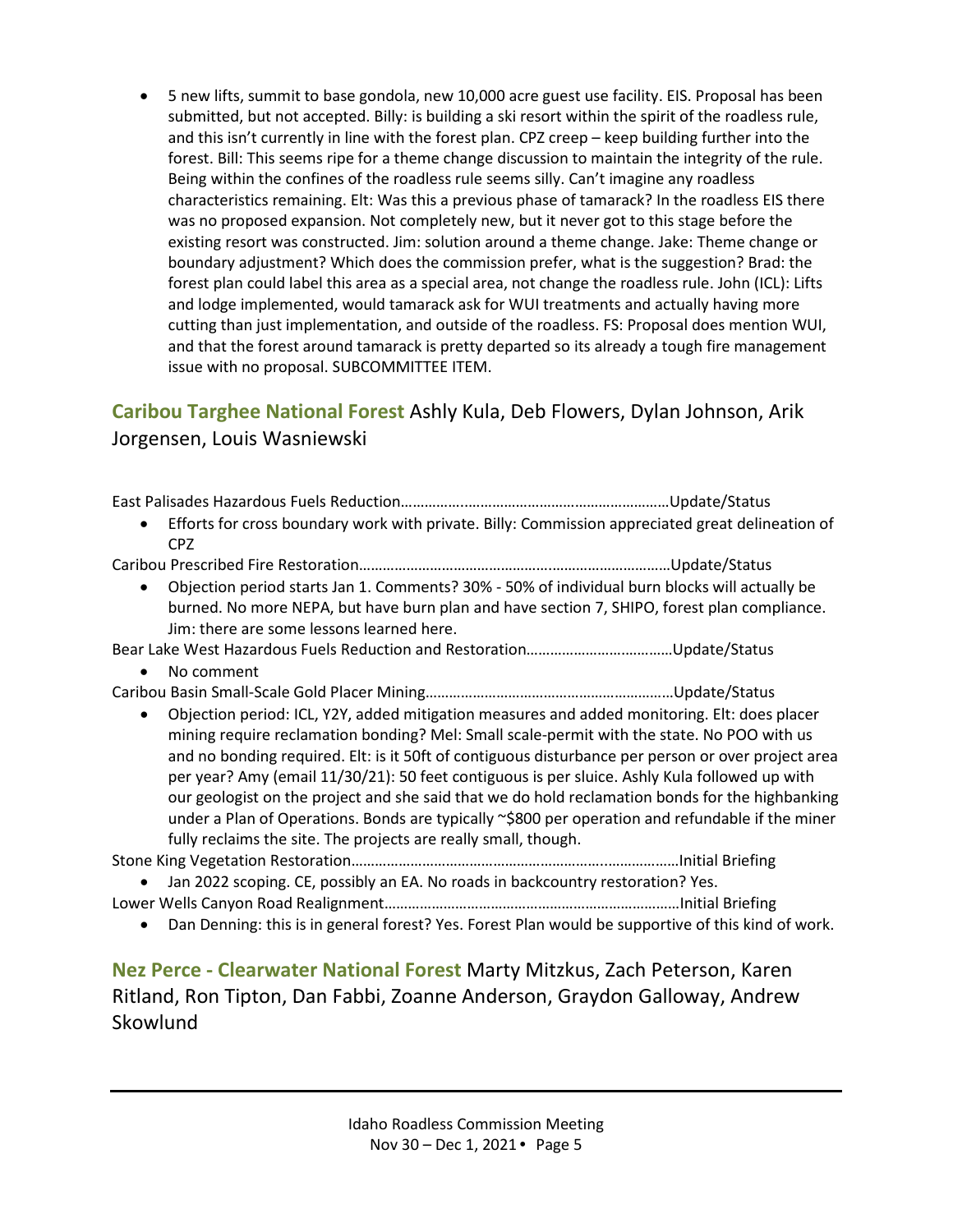- 5 new lifts, summit to base gondola, new 10,000 acre guest use facility. EIS. Proposal has been submitted, but not accepted. Billy: is building a ski resort within the spirit of the roadless rule, and this isn't currently in line with the forest plan. CPZ creep – keep building further into the forest. Bill: This seems ripe for a theme change discussion to maintain the integrity of the rule. Being within the confines of the roadless rule seems silly. Can't imagine any roadless characteristics remaining. Elt: Was this a previous phase of tamarack? In the roadless EIS there was no proposed expansion. Not completely new, but it never got to this stage before the existing resort was constructed. Jim: solution around a theme change. Jake: Theme change or boundary adjustment? Which does the commission prefer, what is the suggestion? Brad: the forest plan could label this area as a special area, not change the roadless rule. John (ICL): Lifts and lodge implemented, would tamarack ask for WUI treatments and actually having more cutting than just implementation, and outside of the roadless. FS: Proposal does mention WUI, and that the forest around tamarack is pretty departed so its already a tough fire management issue with no proposal. SUBCOMMITTEE ITEM.

## Caribou Targhee National Forest Ashly Kula, Deb Flowers, Dylan Johnson, Arik Jorgensen, Louis Wasniewski

East Palisades Hazardous Fuels Reduction……………………………………………………………Update/Status

- Efforts for cross boundary work with private. Billy: Commission appreciated great delineation of CPZ

Caribou Prescribed Fire Restoration……………………………………………………………………Update/Status

- Objection period starts Jan 1. Comments? 30% - 50% of individual burn blocks will actually be burned. No more NEPA, but have burn plan and have section 7, SHIPO, forest plan compliance. Jim: there are some lessons learned here.

Bear Lake West Hazardous Fuels Reduction and Restoration………………………………Update/Status

- No comment

Caribou Basin Small-Scale Gold Placer Mining……………………………………………………Update/Status

- Objection period: ICL, Y2Y, added mitigation measures and added monitoring. Elt: does placer mining require reclamation bonding? Mel: Small scale-permit with the state. No POO with us and no bonding required. Elt: is it 50ft of contiguous disturbance per person or over project area per year? Amy (email 11/30/21): 50 feet contiguous is per sluice. Ashly Kula followed up with our geologist on the project and she said that we do hold reclamation bonds for the highbanking under a Plan of Operations. Bonds are typically ~$800 per operation and refundable if the miner fully reclaims the site. The projects are really small, though.

Stone King Vegetation Restoration…………………………………………………………………Initial Briefing

- Jan 2022 scoping. CE, possibly an EA. No roads in backcountry restoration? Yes.

Lower Wells Canyon Road Realignment……………………………………………………………Initial Briefing

- Dan Denning: this is in general forest? Yes. Forest Plan would be supportive of this kind of work.

## Nez Perce - Clearwater National Forest Marty Mitzkus, Zach Peterson, Karen Ritland, Ron Tipton, Dan Fabbi, Zoanne Anderson, Graydon Galloway, Andrew Skowlund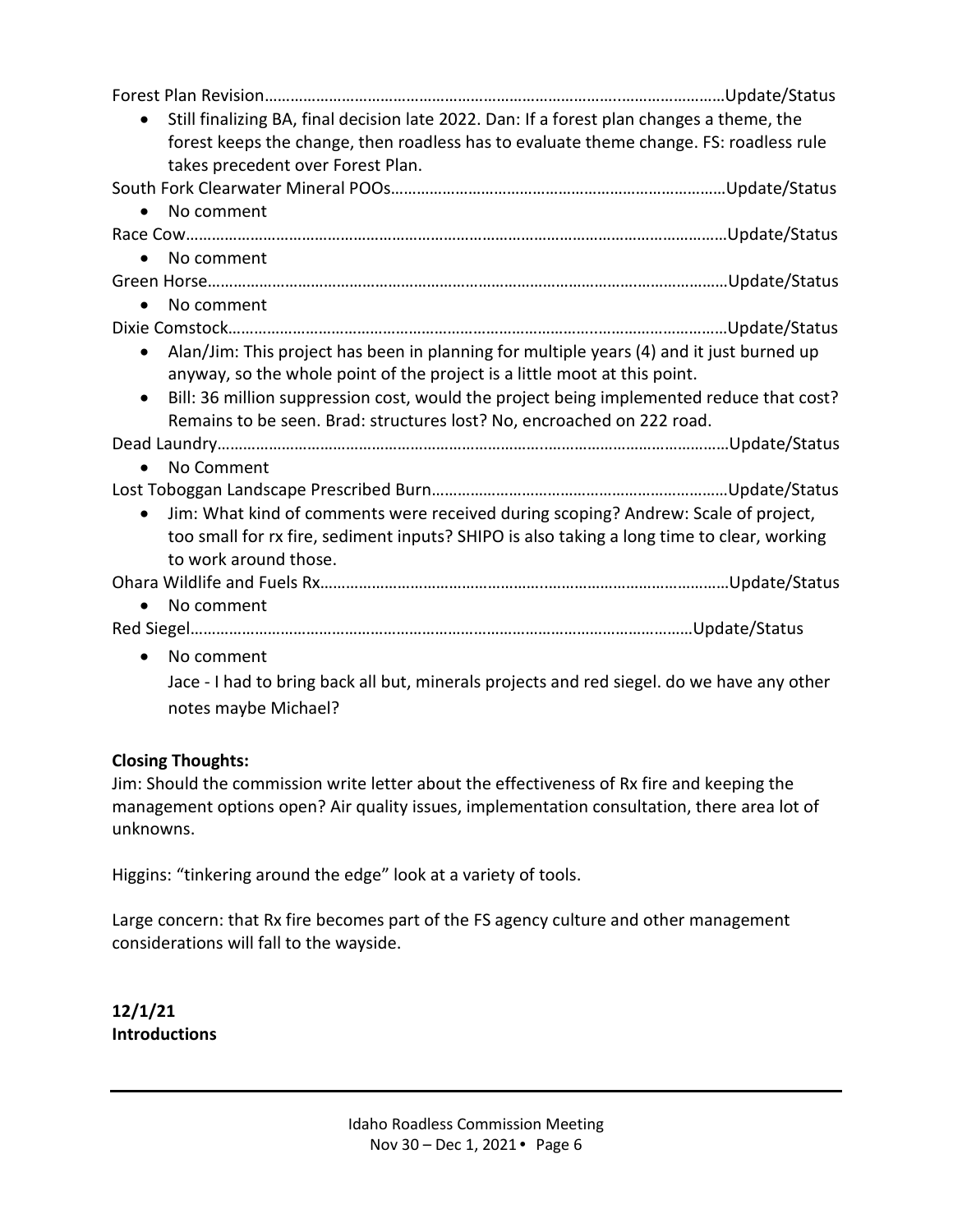Forest Plan Revision……………………………………………………………………………………………Update/Status

- Still finalizing BA, final decision late 2022. Dan: If a forest plan changes a theme, the forest keeps the change, then roadless has to evaluate theme change. FS: roadless rule takes precedent over Forest Plan.

South Fork Clearwater Mineral POOs…………………………………………………………………Update/Status

- No comment

Race Cow……………………………………………………………………………………………………………Update/Status

- No comment

Green Horse…………………………………………………………………………………………………………Update/Status

- No comment

Dixie Comstock………………………………………………………………………………………………………Update/Status

- Alan/Jim: This project has been in planning for multiple years (4) and it just burned up anyway, so the whole point of the project is a little moot at this point.
- Bill: 36 million suppression cost, would the project being implemented reduce that cost? Remains to be seen. Brad: structures lost? No, encroached on 222 road.

Dead Laundry………………………………………………………………………………………………………Update/Status

- No Comment

Lost Toboggan Landscape Prescribed Burn……………………………………………………………Update/Status

- Jim: What kind of comments were received during scoping? Andrew: Scale of project, too small for rx fire, sediment inputs? SHIPO is also taking a long time to clear, working to work around those.

Ohara Wildlife and Fuels Rx………………………………………………………………………………Update/Status

- No comment

Red Siegel…………………………………………………………………………………………………………Update/Status

- No comment

  Jace - I had to bring back all but, minerals projects and red siegel. do we have any other notes maybe Michael?

**Closing Thoughts:**

Jim: Should the commission write letter about the effectiveness of Rx fire and keeping the management options open? Air quality issues, implementation consultation, there area lot of unknowns.

Higgins: "tinkering around the edge" look at a variety of tools.

Large concern: that Rx fire becomes part of the FS agency culture and other management considerations will fall to the wayside.

**12/1/21**
**Introductions**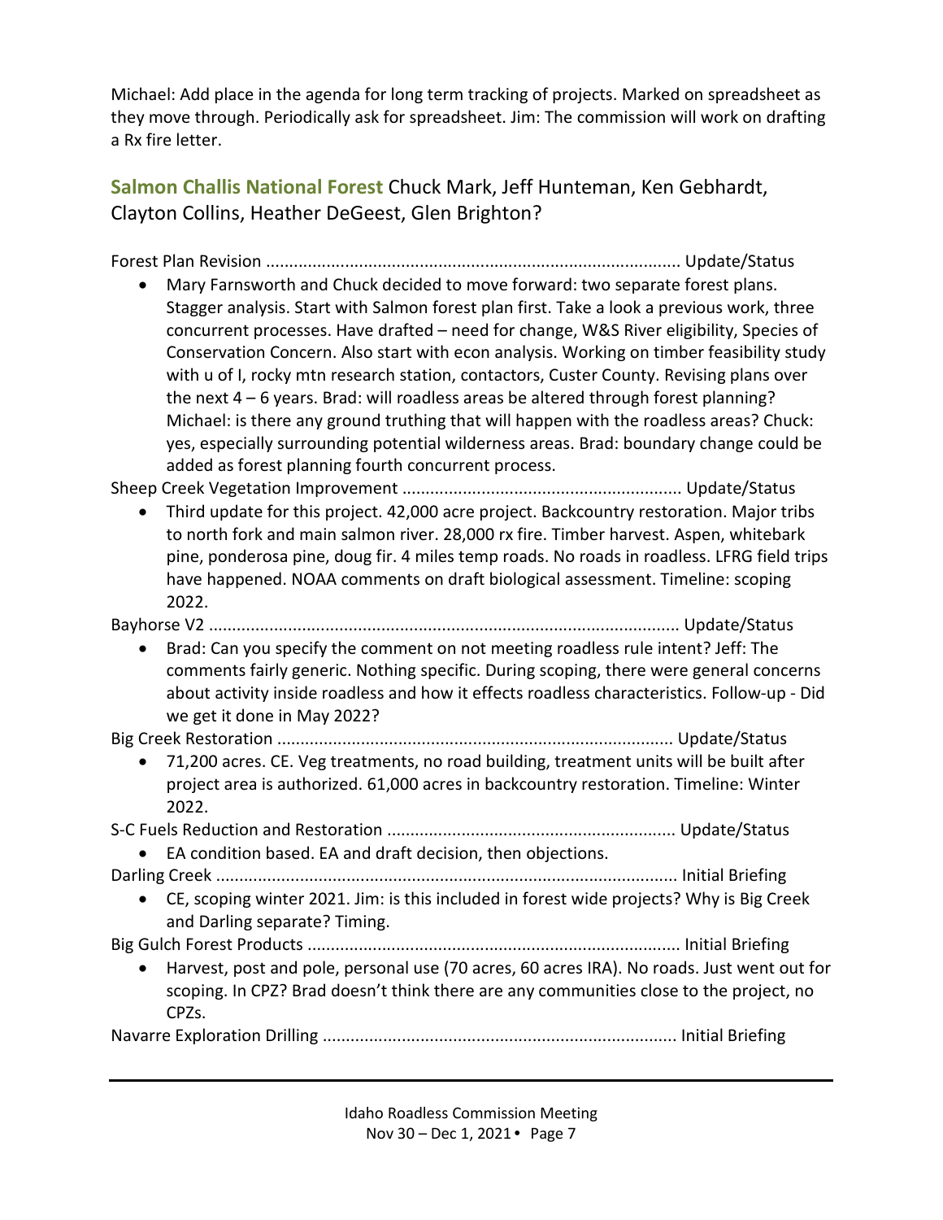Michael: Add place in the agenda for long term tracking of projects. Marked on spreadsheet as they move through. Periodically ask for spreadsheet. Jim: The commission will work on drafting a Rx fire letter.

## Salmon Challis National Forest Chuck Mark, Jeff Hunteman, Ken Gebhardt, Clayton Collins, Heather DeGeest, Glen Brighton?

Forest Plan Revision ........................................................................................ Update/Status

- Mary Farnsworth and Chuck decided to move forward: two separate forest plans. Stagger analysis. Start with Salmon forest plan first. Take a look a previous work, three concurrent processes. Have drafted – need for change, W&S River eligibility, Species of Conservation Concern. Also start with econ analysis. Working on timber feasibility study with u of I, rocky mtn research station, contactors, Custer County. Revising plans over the next 4 – 6 years. Brad: will roadless areas be altered through forest planning? Michael: is there any ground truthing that will happen with the roadless areas? Chuck: yes, especially surrounding potential wilderness areas. Brad: boundary change could be added as forest planning fourth concurrent process.

Sheep Creek Vegetation Improvement ........................................................... Update/Status

- Third update for this project. 42,000 acre project. Backcountry restoration. Major tribs to north fork and main salmon river. 28,000 rx fire. Timber harvest. Aspen, whitebark pine, ponderosa pine, doug fir. 4 miles temp roads. No roads in roadless. LFRG field trips have happened. NOAA comments on draft biological assessment. Timeline: scoping 2022.

Bayhorse V2 .................................................................................................... Update/Status

- Brad: Can you specify the comment on not meeting roadless rule intent? Jeff: The comments fairly generic. Nothing specific. During scoping, there were general concerns about activity inside roadless and how it effects roadless characteristics. Follow-up - Did we get it done in May 2022?

Big Creek Restoration .................................................................................... Update/Status

- 71,200 acres. CE. Veg treatments, no road building, treatment units will be built after project area is authorized. 61,000 acres in backcountry restoration. Timeline: Winter 2022.

S-C Fuels Reduction and Restoration ............................................................. Update/Status

- EA condition based. EA and draft decision, then objections.

Darling Creek .................................................................................................. Initial Briefing

- CE, scoping winter 2021. Jim: is this included in forest wide projects? Why is Big Creek and Darling separate? Timing.

Big Gulch Forest Products ............................................................................... Initial Briefing

- Harvest, post and pole, personal use (70 acres, 60 acres IRA). No roads. Just went out for scoping. In CPZ? Brad doesn't think there are any communities close to the project, no CPZs.

Navarre Exploration Drilling ........................................................................... Initial Briefing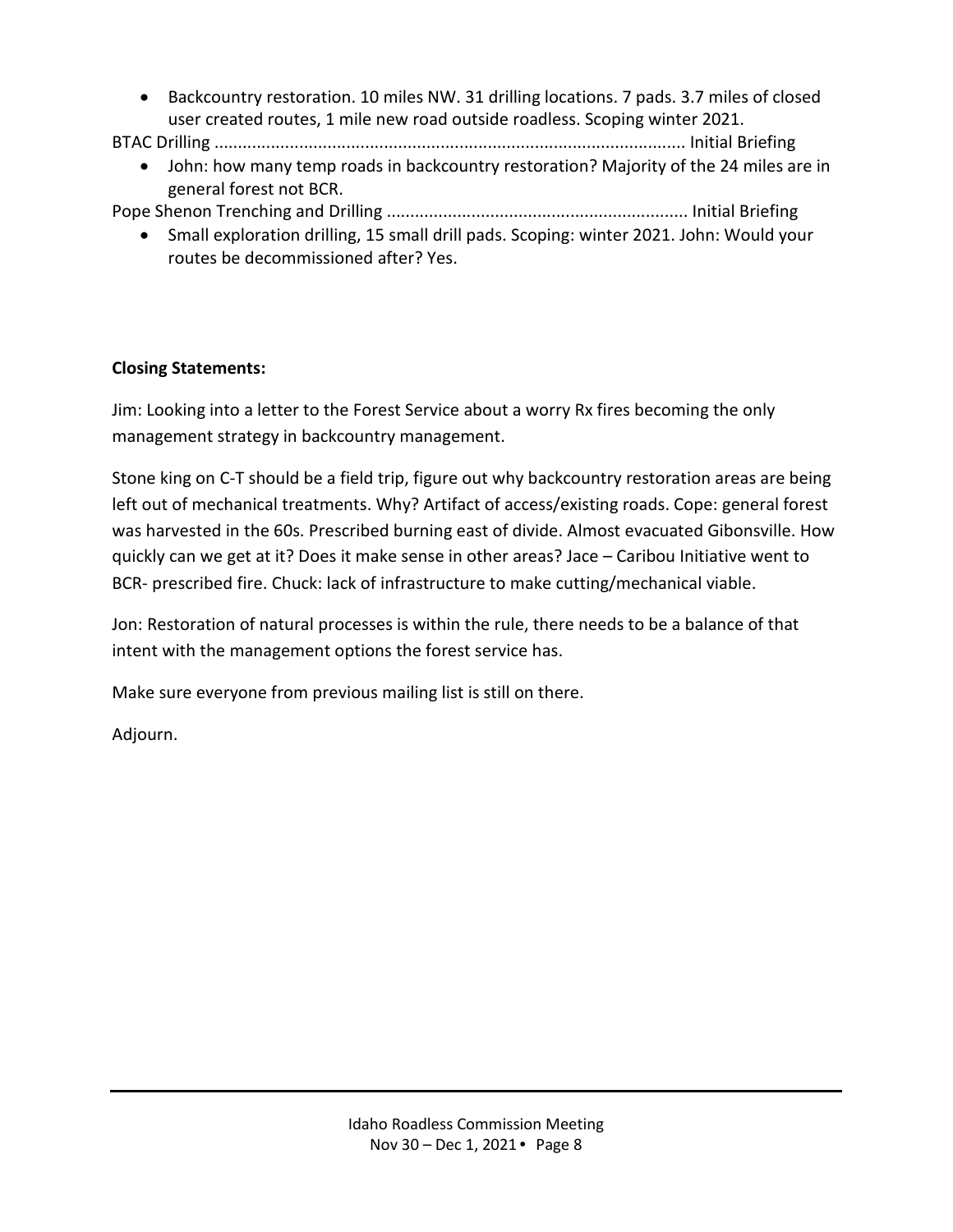- Backcountry restoration. 10 miles NW. 31 drilling locations. 7 pads. 3.7 miles of closed user created routes, 1 mile new road outside roadless. Scoping winter 2021.

BTAC Drilling .................................................................................................. Initial Briefing

- John: how many temp roads in backcountry restoration? Majority of the 24 miles are in general forest not BCR.

Pope Shenon Trenching and Drilling ............................................................... Initial Briefing

- Small exploration drilling, 15 small drill pads. Scoping: winter 2021. John: Would your routes be decommissioned after? Yes.

**Closing Statements:**

Jim: Looking into a letter to the Forest Service about a worry Rx fires becoming the only management strategy in backcountry management.

Stone king on C-T should be a field trip, figure out why backcountry restoration areas are being left out of mechanical treatments. Why? Artifact of access/existing roads. Cope: general forest was harvested in the 60s. Prescribed burning east of divide. Almost evacuated Gibonsville. How quickly can we get at it? Does it make sense in other areas? Jace – Caribou Initiative went to BCR- prescribed fire. Chuck: lack of infrastructure to make cutting/mechanical viable.

Jon: Restoration of natural processes is within the rule, there needs to be a balance of that intent with the management options the forest service has.

Make sure everyone from previous mailing list is still on there.

Adjourn.